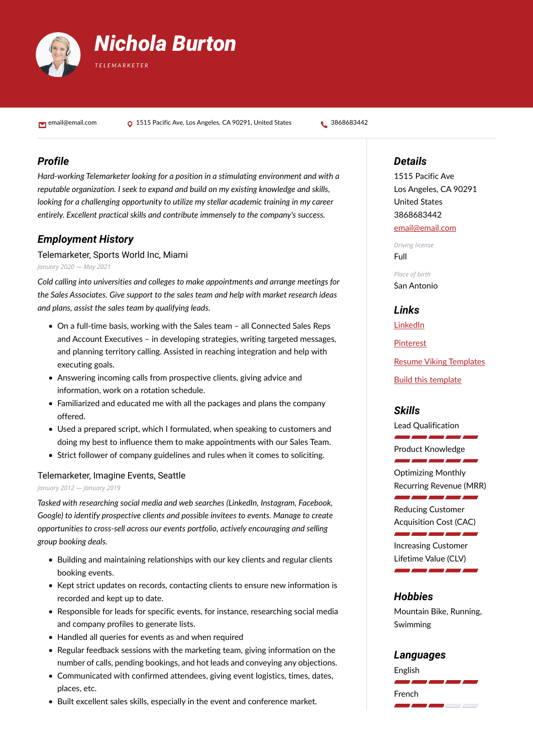# Nichola Burton

TELEMARKETER

email@email.com | 1515 Pacific Ave, Los Angeles, CA 90291, United States | 3868683442

## Profile

*Hard-working Telemarketer looking for a position in a stimulating environment and with a reputable organization. I seek to expand and build on my existing knowledge and skills, looking for a challenging opportunity to utilize my stellar academic training in my career entirely. Excellent practical skills and contribute immensely to the company's success.*

## Employment History

### Telemarketer, Sports World Inc, Miami

*January 2020 — May 2021*

*Cold calling into universities and colleges to make appointments and arrange meetings for the Sales Associates. Give support to the sales team and help with market research ideas and plans, assist the sales team by qualifying leads.*

- On a full-time basis, working with the Sales team – all Connected Sales Reps and Account Executives – in developing strategies, writing targeted messages, and planning territory calling. Assisted in reaching integration and help with executing goals.
- Answering incoming calls from prospective clients, giving advice and information, work on a rotation schedule.
- Familiarized and educated me with all the packages and plans the company offered.
- Used a prepared script, which I formulated, when speaking to customers and doing my best to influence them to make appointments with our Sales Team.
- Strict follower of company guidelines and rules when it comes to soliciting.

### Telemarketer, Imagine Events, Seattle

*January 2012 — January 2019*

*Tasked with researching social media and web searches (LinkedIn, Instagram, Facebook, Google) to identify prospective clients and possible invitees to events. Manage to create opportunities to cross-sell across our events portfolio, actively encouraging and selling group booking deals.*

- Building and maintaining relationships with our key clients and regular clients booking events.
- Kept strict updates on records, contacting clients to ensure new information is recorded and kept up to date.
- Responsible for leads for specific events, for instance, researching social media and company profiles to generate lists.
- Handled all queries for events as and when required
- Regular feedback sessions with the marketing team, giving information on the number of calls, pending bookings, and hot leads and conveying any objections.
- Communicated with confirmed attendees, giving event logistics, times, dates, places, etc.
- Built excellent sales skills, especially in the event and conference market.

## Details

1515 Pacific Ave
Los Angeles, CA 90291
United States
3868683442
email@email.com

*Driving license*
Full

*Place of birth*
San Antonio

## Links

LinkedIn

Pinterest

Resume Viking Templates

Build this template

## Skills

- Lead Qualification
- Product Knowledge
- Optimizing Monthly Recurring Revenue (MRR)
- Reducing Customer Acquisition Cost (CAC)
- Increasing Customer Lifetime Value (CLV)

## Hobbies

Mountain Bike, Running, Swimming

## Languages

- English
- French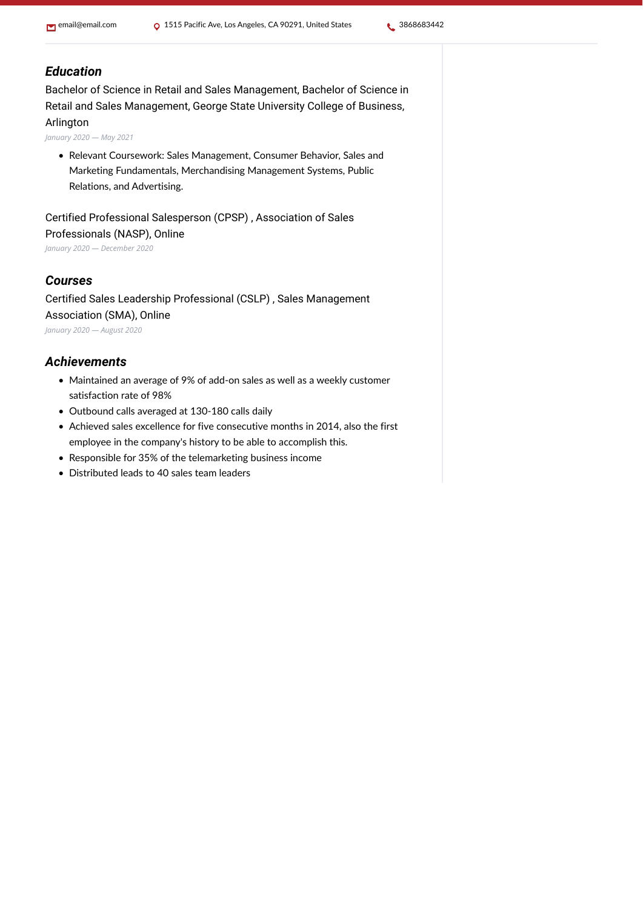email@email.com 1515 Pacific Ave, Los Angeles, CA 90291, United States 3868683442

## Education

Bachelor of Science in Retail and Sales Management, Bachelor of Science in Retail and Sales Management, George State University College of Business, Arlington

*January 2020 — May 2021*

- Relevant Coursework: Sales Management, Consumer Behavior, Sales and Marketing Fundamentals, Merchandising Management Systems, Public Relations, and Advertising.

Certified Professional Salesperson (CPSP) , Association of Sales Professionals (NASP), Online

*January 2020 — December 2020*

## Courses

Certified Sales Leadership Professional (CSLP) , Sales Management Association (SMA), Online

*January 2020 — August 2020*

## Achievements

- Maintained an average of 9% of add-on sales as well as a weekly customer satisfaction rate of 98%
- Outbound calls averaged at 130-180 calls daily
- Achieved sales excellence for five consecutive months in 2014, also the first employee in the company's history to be able to accomplish this.
- Responsible for 35% of the telemarketing business income
- Distributed leads to 40 sales team leaders